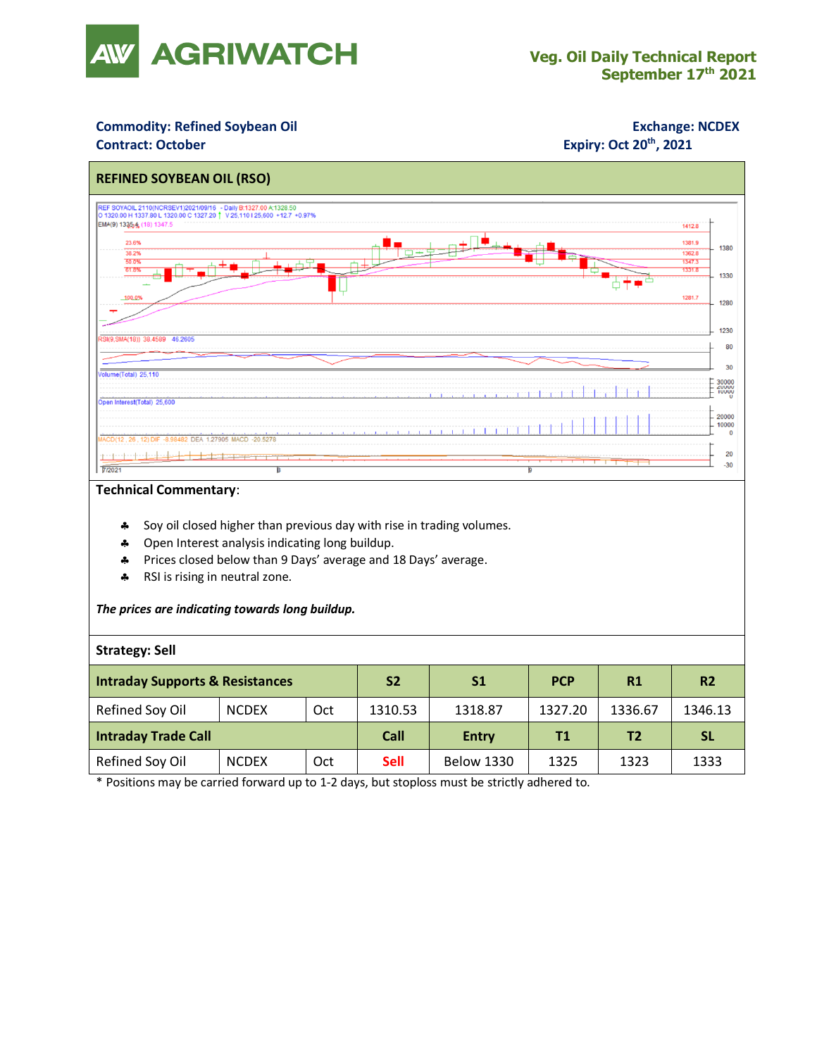# Veg. Oil Daily Technical Report
## September 17th 2021

**Commodity: Refined Soybean Oil**
**Contract: October**

**Exchange: NCDEX**
**Expiry: Oct 20th, 2021**

## REFINED SOYBEAN OIL (RSO)

**Technical Commentary**:

- Soy oil closed higher than previous day with rise in trading volumes.
- Open Interest analysis indicating long buildup.
- Prices closed below than 9 Days' average and 18 Days' average.
- RSI is rising in neutral zone.

***The prices are indicating towards long buildup.***

**Strategy: Sell**

| Intraday Supports & Resistances | | | S2 | S1 | PCP | R1 | R2 |
|---|---|---|---|---|---|---|---|
| Refined Soy Oil | NCDEX | Oct | 1310.53 | 1318.87 | 1327.20 | 1336.67 | 1346.13 |
| **Intraday Trade Call** | | | **Call** | **Entry** | **T1** | **T2** | **SL** |
| Refined Soy Oil | NCDEX | Oct | Sell | Below 1330 | 1325 | 1323 | 1333 |

* Positions may be carried forward up to 1-2 days, but stoploss must be strictly adhered to.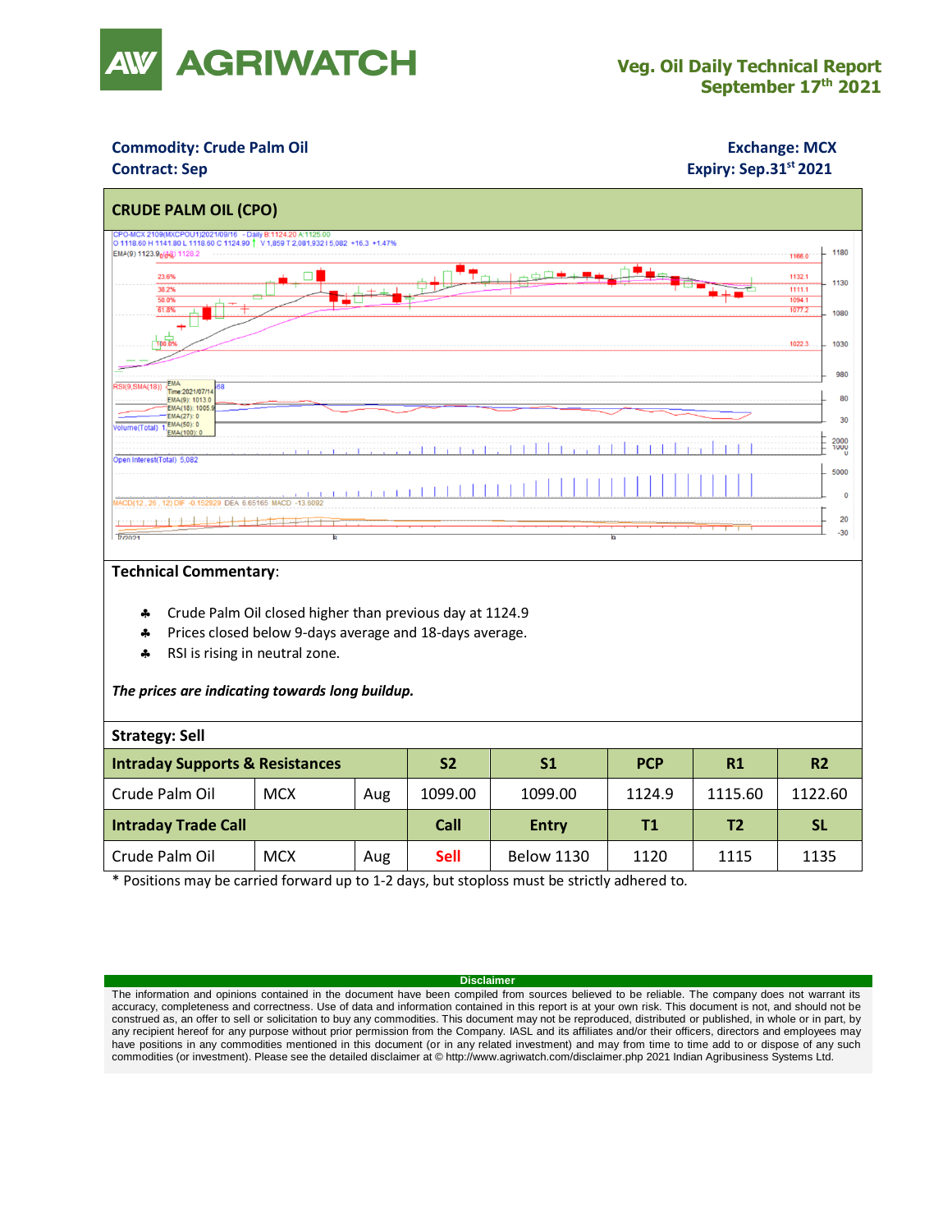**Veg. Oil Daily Technical Report**
**September 17th 2021**

**Commodity: Crude Palm Oil**
**Contract: Sep**

**Exchange: MCX**
**Expiry: Sep.31st 2021**

## CRUDE PALM OIL (CPO)

CPO-MCX 2109(MXCPOU1)2021/09/16 - Daily B:1124.20 A:1125.00
O 1118.60 H 1141.80 L 1118.60 C 1124.90 V 1,859 T 2,081,932 I 5,082 +16.3 +1.47%
EMA(9) 1123.9 (18) 1128.2
23.6% 38.2% 50.0% 61.8% 100.0%
1166.0 1132.1 1111.1 1094.1 1077.2 1022.3
1180 1130 1080 1030 980
RSI(9,SMA(18))
EMA Time:2021/07/14 EMA(9): 1013.0 EMA(18): 1005.9 EMA(27): 0 EMA(50): 0 EMA(100): 0
80 30
Volume(Total)
2000 1000 0
Open Interest(Total) 5,082
5000 0
MACD(12 , 26 , 12) DIF -0.152929 DEA 6.65165 MACD -13.6092
20 -30

### Technical Commentary:

- Crude Palm Oil closed higher than previous day at 1124.9
- Prices closed below 9-days average and 18-days average.
- RSI is rising in neutral zone.

*The prices are indicating towards long buildup.*

**Strategy: Sell**

| Intraday Supports & Resistances | | | S2 | S1 | PCP | R1 | R2 |
|---|---|---|---|---|---|---|---|
| Crude Palm Oil | MCX | Aug | 1099.00 | 1099.00 | 1124.9 | 1115.60 | 1122.60 |
| **Intraday Trade Call** | | | **Call** | **Entry** | **T1** | **T2** | **SL** |
| Crude Palm Oil | MCX | Aug | Sell | Below 1130 | 1120 | 1115 | 1135 |

\* Positions may be carried forward up to 1-2 days, but stoploss must be strictly adhered to.

**Disclaimer**

The information and opinions contained in the document have been compiled from sources believed to be reliable. The company does not warrant its accuracy, completeness and correctness. Use of data and information contained in this report is at your own risk. This document is not, and should not be construed as, an offer to sell or solicitation to buy any commodities. This document may not be reproduced, distributed or published, in whole or in part, by any recipient hereof for any purpose without prior permission from the Company. IASL and its affiliates and/or their officers, directors and employees may have positions in any commodities mentioned in this document (or in any related investment) and may from time to time add to or dispose of any such commodities (or investment). Please see the detailed disclaimer at © http://www.agriwatch.com/disclaimer.php 2021 Indian Agribusiness Systems Ltd.